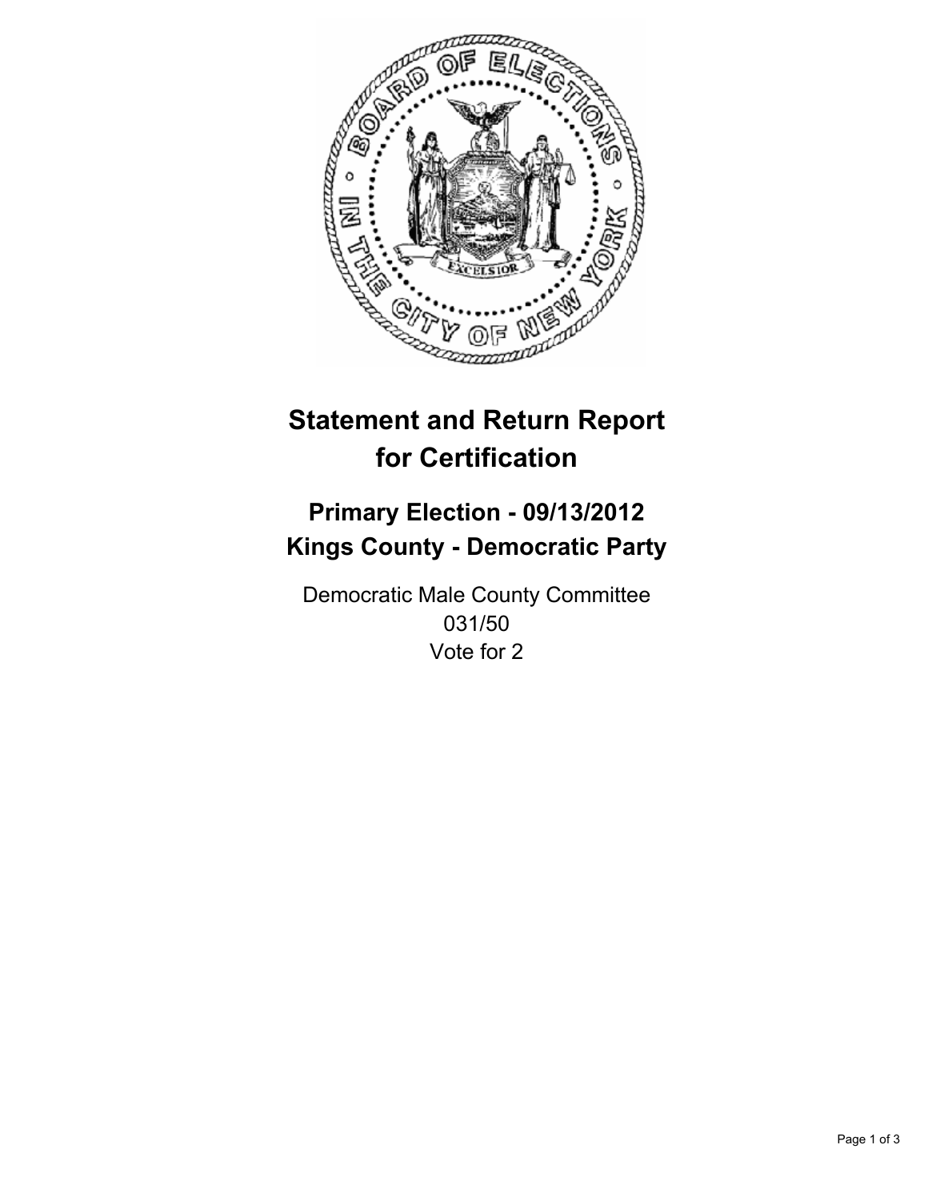# Statement and Return Report for Certification

## Primary Election - 09/13/2012
## Kings County - Democratic Party

Democratic Male County Committee
031/50
Vote for 2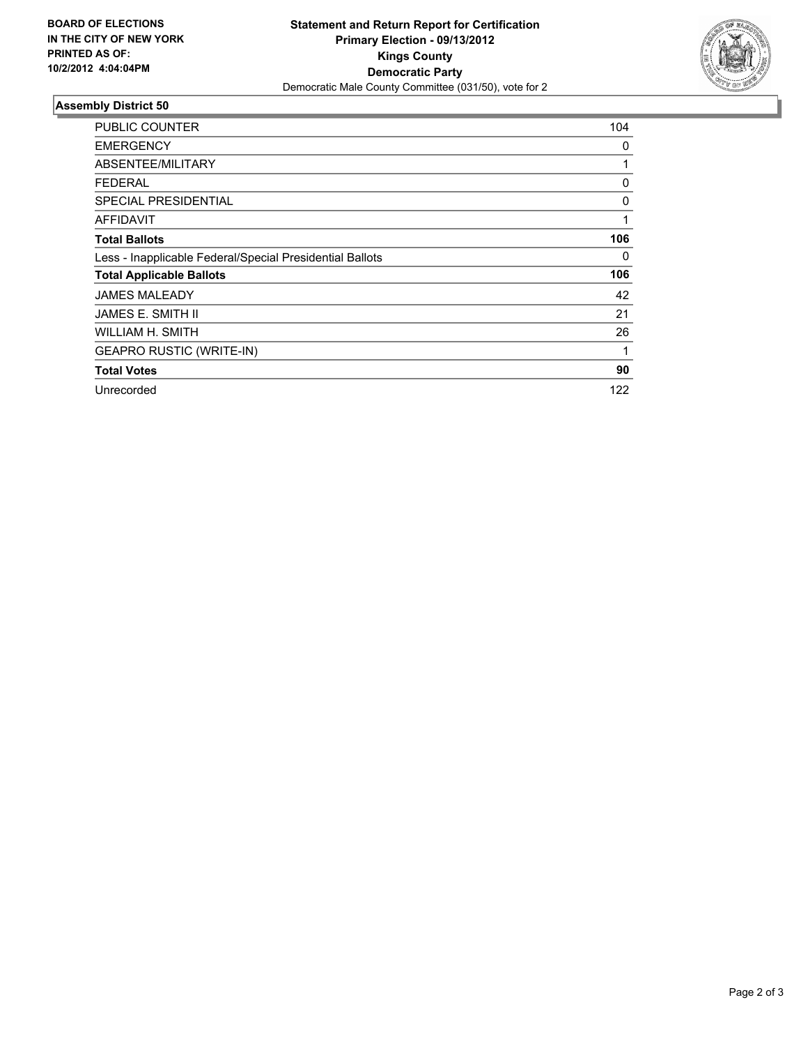**BOARD OF ELECTIONS IN THE CITY OF NEW YORK PRINTED AS OF: 10/2/2012 4:04:04PM**

**Statement and Return Report for Certification**
**Primary Election - 09/13/2012**
**Kings County**
**Democratic Party**
Democratic Male County Committee (031/50), vote for 2

## Assembly District 50

| | |
|---|---|
| PUBLIC COUNTER | 104 |
| EMERGENCY | 0 |
| ABSENTEE/MILITARY | 1 |
| FEDERAL | 0 |
| SPECIAL PRESIDENTIAL | 0 |
| AFFIDAVIT | 1 |
| **Total Ballots** | **106** |
| Less - Inapplicable Federal/Special Presidential Ballots | 0 |
| **Total Applicable Ballots** | **106** |
| JAMES MALEADY | 42 |
| JAMES E. SMITH II | 21 |
| WILLIAM H. SMITH | 26 |
| GEAPRO RUSTIC (WRITE-IN) | 1 |
| **Total Votes** | **90** |
| Unrecorded | 122 |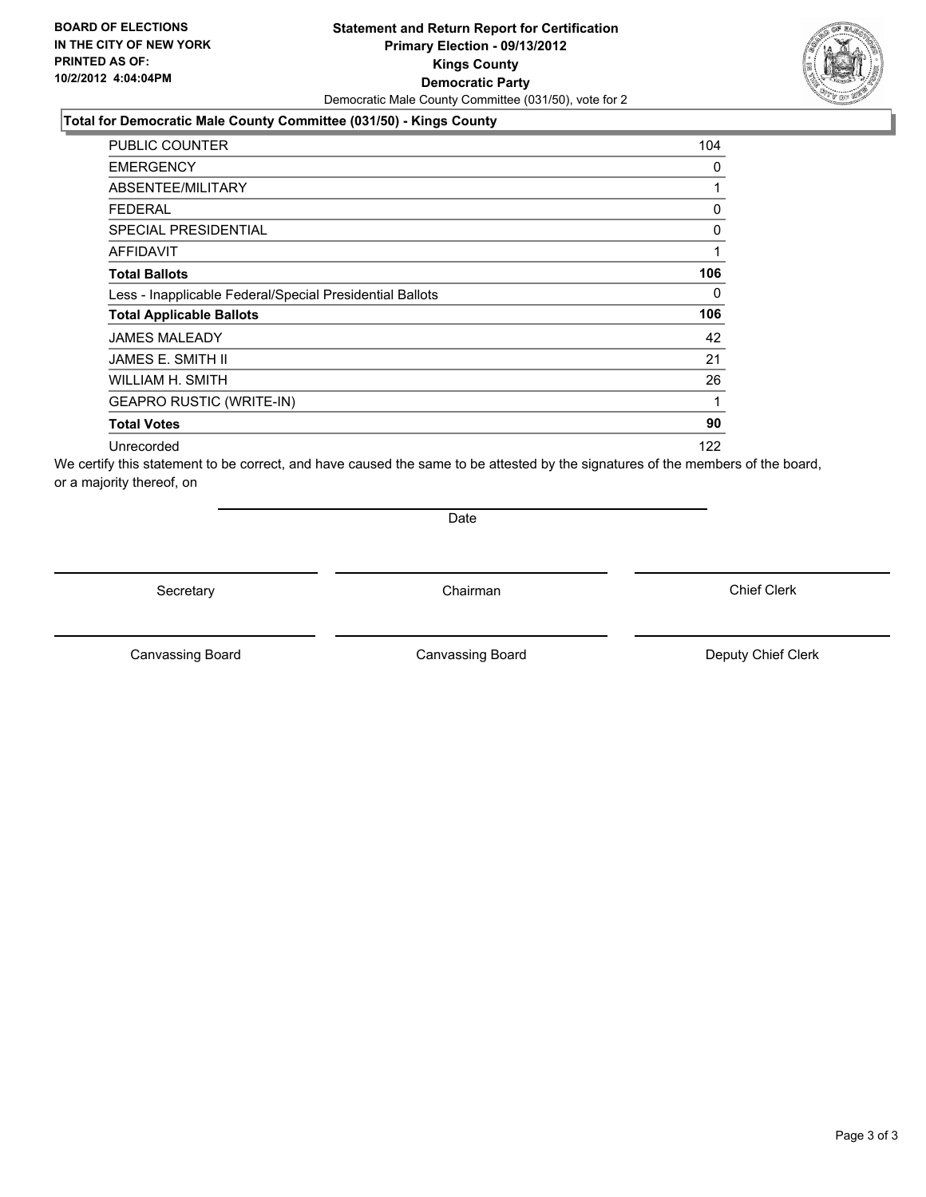**BOARD OF ELECTIONS IN THE CITY OF NEW YORK PRINTED AS OF: 10/2/2012 4:04:04PM**

**Statement and Return Report for Certification**
**Primary Election - 09/13/2012**
**Kings County**
**Democratic Party**
Democratic Male County Committee (031/50), vote for 2

### Total for Democratic Male County Committee (031/50) - Kings County

| | |
|---|---|
| PUBLIC COUNTER | 104 |
| EMERGENCY | 0 |
| ABSENTEE/MILITARY | 1 |
| FEDERAL | 0 |
| SPECIAL PRESIDENTIAL | 0 |
| AFFIDAVIT | 1 |
| **Total Ballots** | **106** |
| Less - Inapplicable Federal/Special Presidential Ballots | 0 |
| **Total Applicable Ballots** | **106** |
| JAMES MALEADY | 42 |
| JAMES E. SMITH II | 21 |
| WILLIAM H. SMITH | 26 |
| GEAPRO RUSTIC (WRITE-IN) | 1 |
| **Total Votes** | **90** |
| Unrecorded | 122 |

We certify this statement to be correct, and have caused the same to be attested by the signatures of the members of the board, or a majority thereof, on

Date

Secretary | Chairman | Chief Clerk

Canvassing Board | Canvassing Board | Deputy Chief Clerk